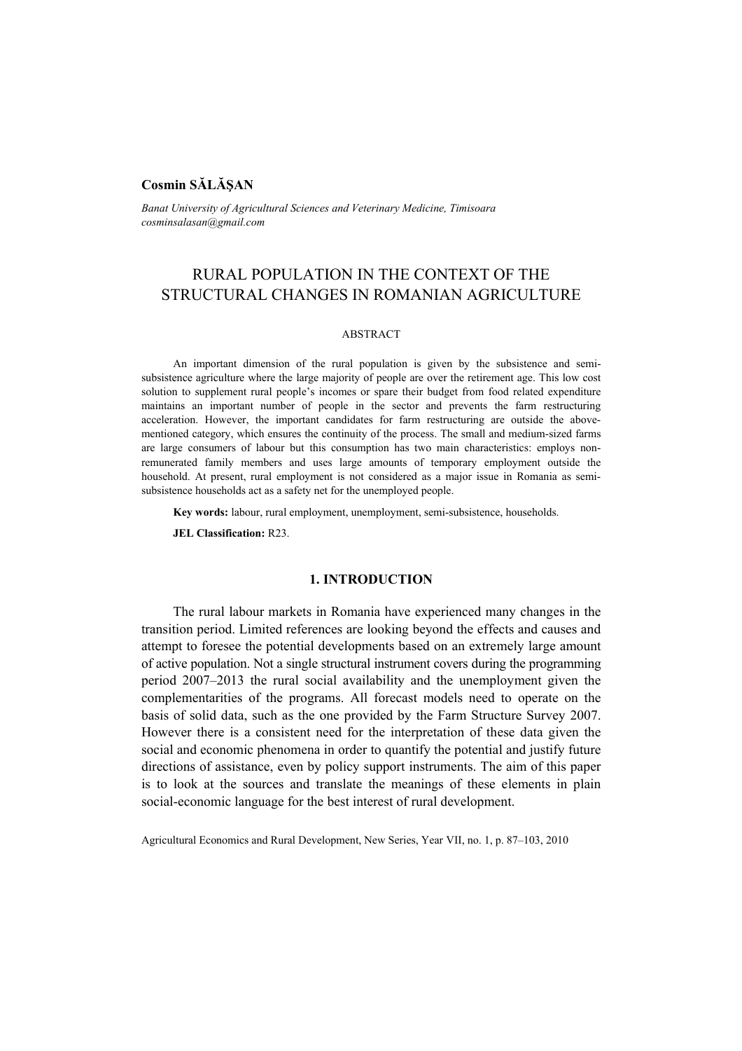**Cosmin SĂLĂŞAN**

*Banat University of Agricultural Sciences and Veterinary Medicine, Timisoara*
*cosminsalasan@gmail.com*

# RURAL POPULATION IN THE CONTEXT OF THE STRUCTURAL CHANGES IN ROMANIAN AGRICULTURE

ABSTRACT

An important dimension of the rural population is given by the subsistence and semi-subsistence agriculture where the large majority of people are over the retirement age. This low cost solution to supplement rural people's incomes or spare their budget from food related expenditure maintains an important number of people in the sector and prevents the farm restructuring acceleration. However, the important candidates for farm restructuring are outside the above-mentioned category, which ensures the continuity of the process. The small and medium-sized farms are large consumers of labour but this consumption has two main characteristics: employs non-remunerated family members and uses large amounts of temporary employment outside the household. At present, rural employment is not considered as a major issue in Romania as semi-subsistence households act as a safety net for the unemployed people.

**Key words:** labour, rural employment, unemployment, semi-subsistence, households.

**JEL Classification:** R23.

## 1. INTRODUCTION

The rural labour markets in Romania have experienced many changes in the transition period. Limited references are looking beyond the effects and causes and attempt to foresee the potential developments based on an extremely large amount of active population. Not a single structural instrument covers during the programming period 2007–2013 the rural social availability and the unemployment given the complementarities of the programs. All forecast models need to operate on the basis of solid data, such as the one provided by the Farm Structure Survey 2007. However there is a consistent need for the interpretation of these data given the social and economic phenomena in order to quantify the potential and justify future directions of assistance, even by policy support instruments. The aim of this paper is to look at the sources and translate the meanings of these elements in plain social-economic language for the best interest of rural development.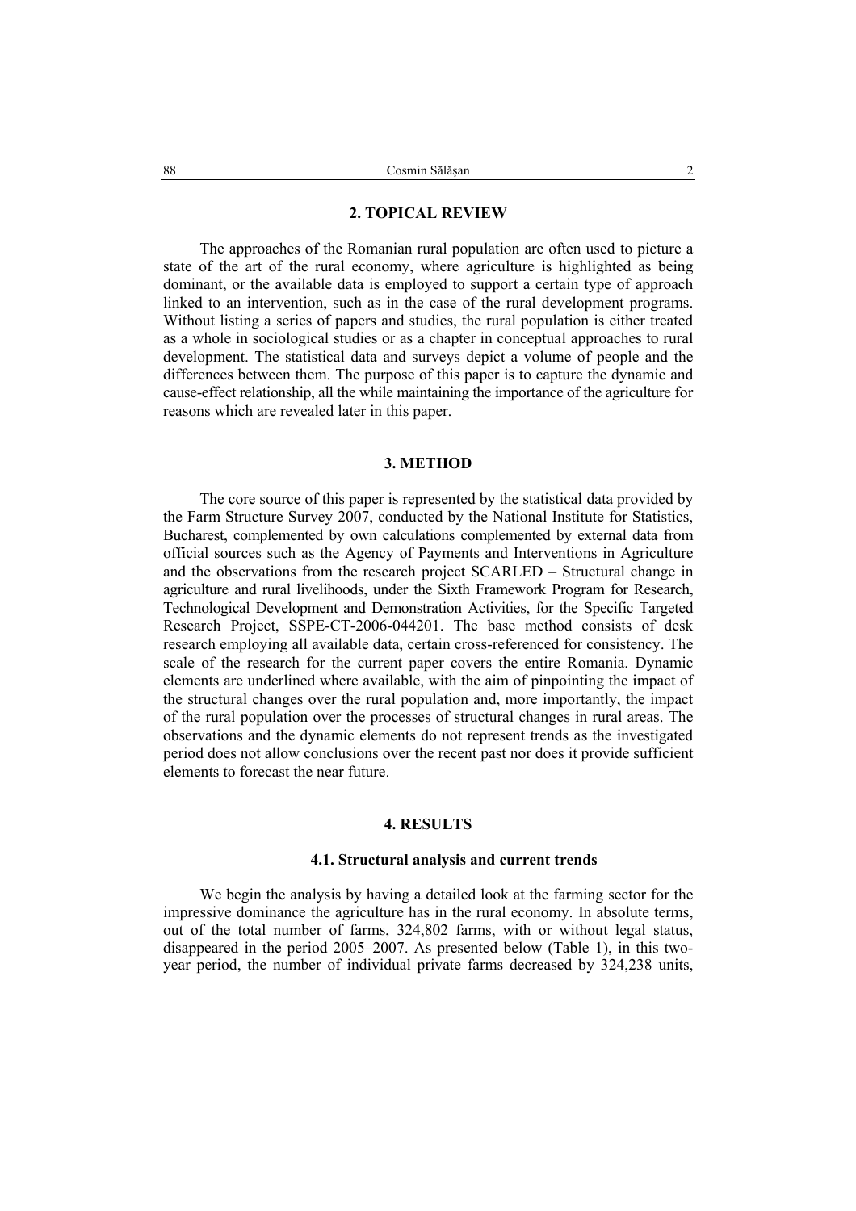## 2. TOPICAL REVIEW

The approaches of the Romanian rural population are often used to picture a state of the art of the rural economy, where agriculture is highlighted as being dominant, or the available data is employed to support a certain type of approach linked to an intervention, such as in the case of the rural development programs. Without listing a series of papers and studies, the rural population is either treated as a whole in sociological studies or as a chapter in conceptual approaches to rural development. The statistical data and surveys depict a volume of people and the differences between them. The purpose of this paper is to capture the dynamic and cause-effect relationship, all the while maintaining the importance of the agriculture for reasons which are revealed later in this paper.

## 3. METHOD

The core source of this paper is represented by the statistical data provided by the Farm Structure Survey 2007, conducted by the National Institute for Statistics, Bucharest, complemented by own calculations complemented by external data from official sources such as the Agency of Payments and Interventions in Agriculture and the observations from the research project SCARLED – Structural change in agriculture and rural livelihoods, under the Sixth Framework Program for Research, Technological Development and Demonstration Activities, for the Specific Targeted Research Project, SSPE-CT-2006-044201. The base method consists of desk research employing all available data, certain cross-referenced for consistency. The scale of the research for the current paper covers the entire Romania. Dynamic elements are underlined where available, with the aim of pinpointing the impact of the structural changes over the rural population and, more importantly, the impact of the rural population over the processes of structural changes in rural areas. The observations and the dynamic elements do not represent trends as the investigated period does not allow conclusions over the recent past nor does it provide sufficient elements to forecast the near future.

## 4. RESULTS

### 4.1. Structural analysis and current trends

We begin the analysis by having a detailed look at the farming sector for the impressive dominance the agriculture has in the rural economy. In absolute terms, out of the total number of farms, 324,802 farms, with or without legal status, disappeared in the period 2005–2007. As presented below (Table 1), in this two-year period, the number of individual private farms decreased by 324,238 units,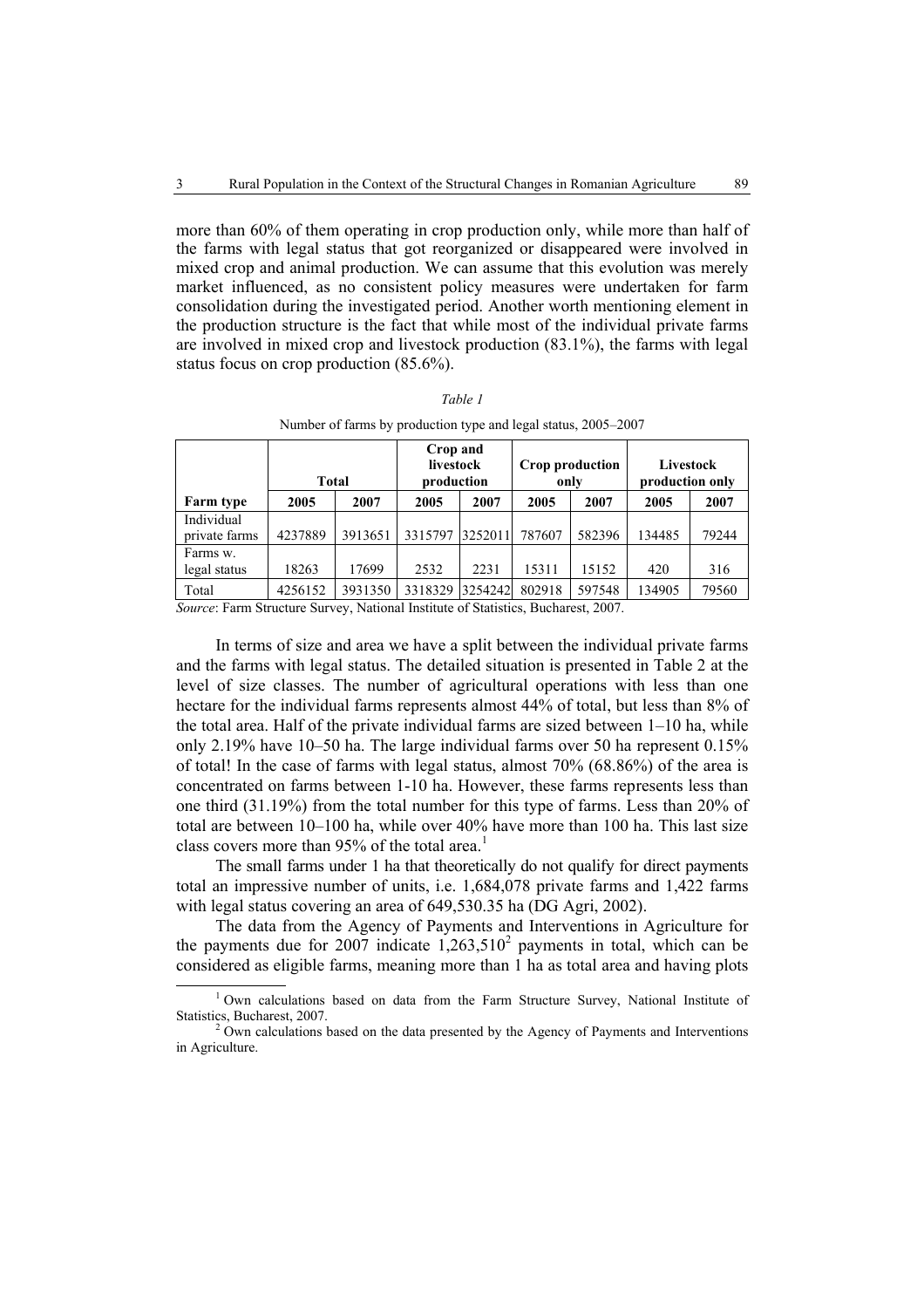more than 60% of them operating in crop production only, while more than half of the farms with legal status that got reorganized or disappeared were involved in mixed crop and animal production. We can assume that this evolution was merely market influenced, as no consistent policy measures were undertaken for farm consolidation during the investigated period. Another worth mentioning element in the production structure is the fact that while most of the individual private farms are involved in mixed crop and livestock production (83.1%), the farms with legal status focus on crop production (85.6%).

*Table 1*

Number of farms by production type and legal status, 2005–2007

| | **Total** | | **Crop and livestock production** | | **Crop production only** | | **Livestock production only** | |
|---|---|---|---|---|---|---|---|---|
| **Farm type** | **2005** | **2007** | **2005** | **2007** | **2005** | **2007** | **2005** | **2007** |
| Individual private farms | 4237889 | 3913651 | 3315797 | 3252011 | 787607 | 582396 | 134485 | 79244 |
| Farms w. legal status | 18263 | 17699 | 2532 | 2231 | 15311 | 15152 | 420 | 316 |
| Total | 4256152 | 3931350 | 3318329 | 3254242 | 802918 | 597548 | 134905 | 79560 |

*Source*: Farm Structure Survey, National Institute of Statistics, Bucharest, 2007.

In terms of size and area we have a split between the individual private farms and the farms with legal status. The detailed situation is presented in Table 2 at the level of size classes. The number of agricultural operations with less than one hectare for the individual farms represents almost 44% of total, but less than 8% of the total area. Half of the private individual farms are sized between 1–10 ha, while only 2.19% have 10–50 ha. The large individual farms over 50 ha represent 0.15% of total! In the case of farms with legal status, almost 70% (68.86%) of the area is concentrated on farms between 1-10 ha. However, these farms represents less than one third (31.19%) from the total number for this type of farms. Less than 20% of total are between 10–100 ha, while over 40% have more than 100 ha. This last size class covers more than 95% of the total area.[1]

The small farms under 1 ha that theoretically do not qualify for direct payments total an impressive number of units, i.e. 1,684,078 private farms and 1,422 farms with legal status covering an area of 649,530.35 ha (DG Agri, 2002).

The data from the Agency of Payments and Interventions in Agriculture for the payments due for 2007 indicate 1,263,510[2] payments in total, which can be considered as eligible farms, meaning more than 1 ha as total area and having plots

[1] Own calculations based on data from the Farm Structure Survey, National Institute of Statistics, Bucharest, 2007.

[2] Own calculations based on the data presented by the Agency of Payments and Interventions in Agriculture.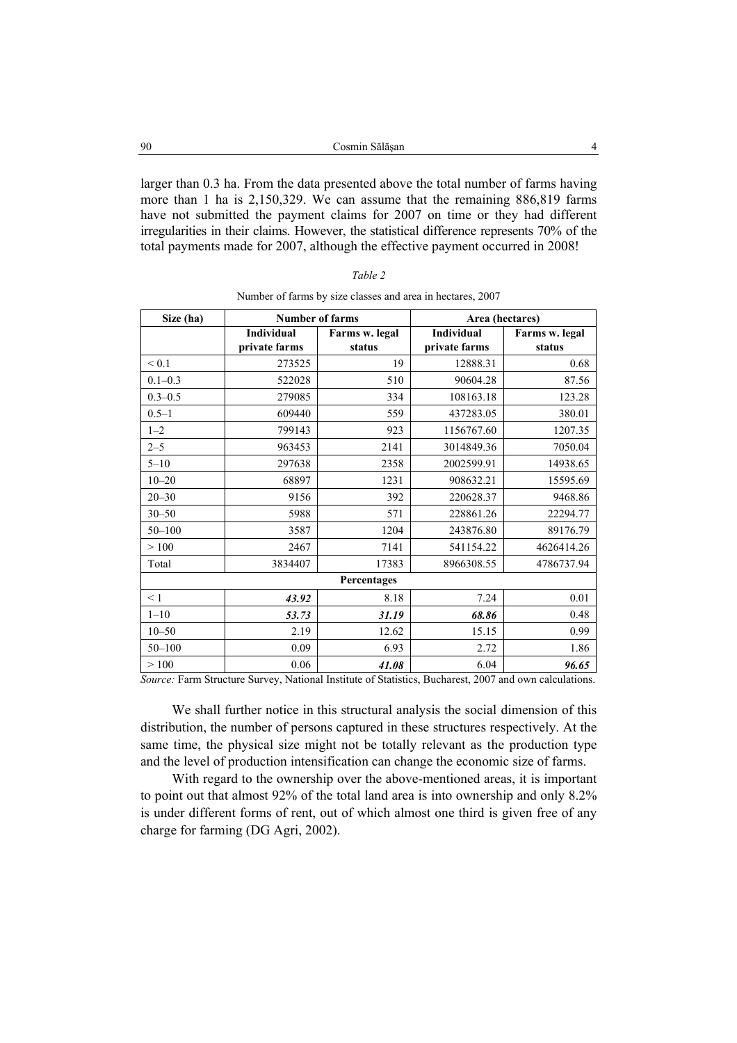larger than 0.3 ha. From the data presented above the total number of farms having more than 1 ha is 2,150,329. We can assume that the remaining 886,819 farms have not submitted the payment claims for 2007 on time or they had different irregularities in their claims. However, the statistical difference represents 70% of the total payments made for 2007, although the effective payment occurred in 2008!

*Table 2*

Number of farms by size classes and area in hectares, 2007

| Size (ha) | Number of farms | | Area (hectares) | |
|---|---|---|---|---|
| | **Individual private farms** | **Farms w. legal status** | **Individual private farms** | **Farms w. legal status** |
| < 0.1 | 273525 | 19 | 12888.31 | 0.68 |
| 0.1–0.3 | 522028 | 510 | 90604.28 | 87.56 |
| 0.3–0.5 | 279085 | 334 | 108163.18 | 123.28 |
| 0.5–1 | 609440 | 559 | 437283.05 | 380.01 |
| 1–2 | 799143 | 923 | 1156767.60 | 1207.35 |
| 2–5 | 963453 | 2141 | 3014849.36 | 7050.04 |
| 5–10 | 297638 | 2358 | 2002599.91 | 14938.65 |
| 10–20 | 68897 | 1231 | 908632.21 | 15595.69 |
| 20–30 | 9156 | 392 | 220628.37 | 9468.86 |
| 30–50 | 5988 | 571 | 228861.26 | 22294.77 |
| 50–100 | 3587 | 1204 | 243876.80 | 89176.79 |
| > 100 | 2467 | 7141 | 541154.22 | 4626414.26 |
| Total | 3834407 | 17383 | 8966308.55 | 4786737.94 |
| **Percentages** | | | | |
| < 1 | ***43.92*** | 8.18 | 7.24 | 0.01 |
| 1–10 | ***53.73*** | ***31.19*** | ***68.86*** | 0.48 |
| 10–50 | 2.19 | 12.62 | 15.15 | 0.99 |
| 50–100 | 0.09 | 6.93 | 2.72 | 1.86 |
| > 100 | 0.06 | ***41.08*** | 6.04 | ***96.65*** |

*Source:* Farm Structure Survey, National Institute of Statistics, Bucharest, 2007 and own calculations.

We shall further notice in this structural analysis the social dimension of this distribution, the number of persons captured in these structures respectively. At the same time, the physical size might not be totally relevant as the production type and the level of production intensification can change the economic size of farms.

With regard to the ownership over the above-mentioned areas, it is important to point out that almost 92% of the total land area is into ownership and only 8.2% is under different forms of rent, out of which almost one third is given free of any charge for farming (DG Agri, 2002).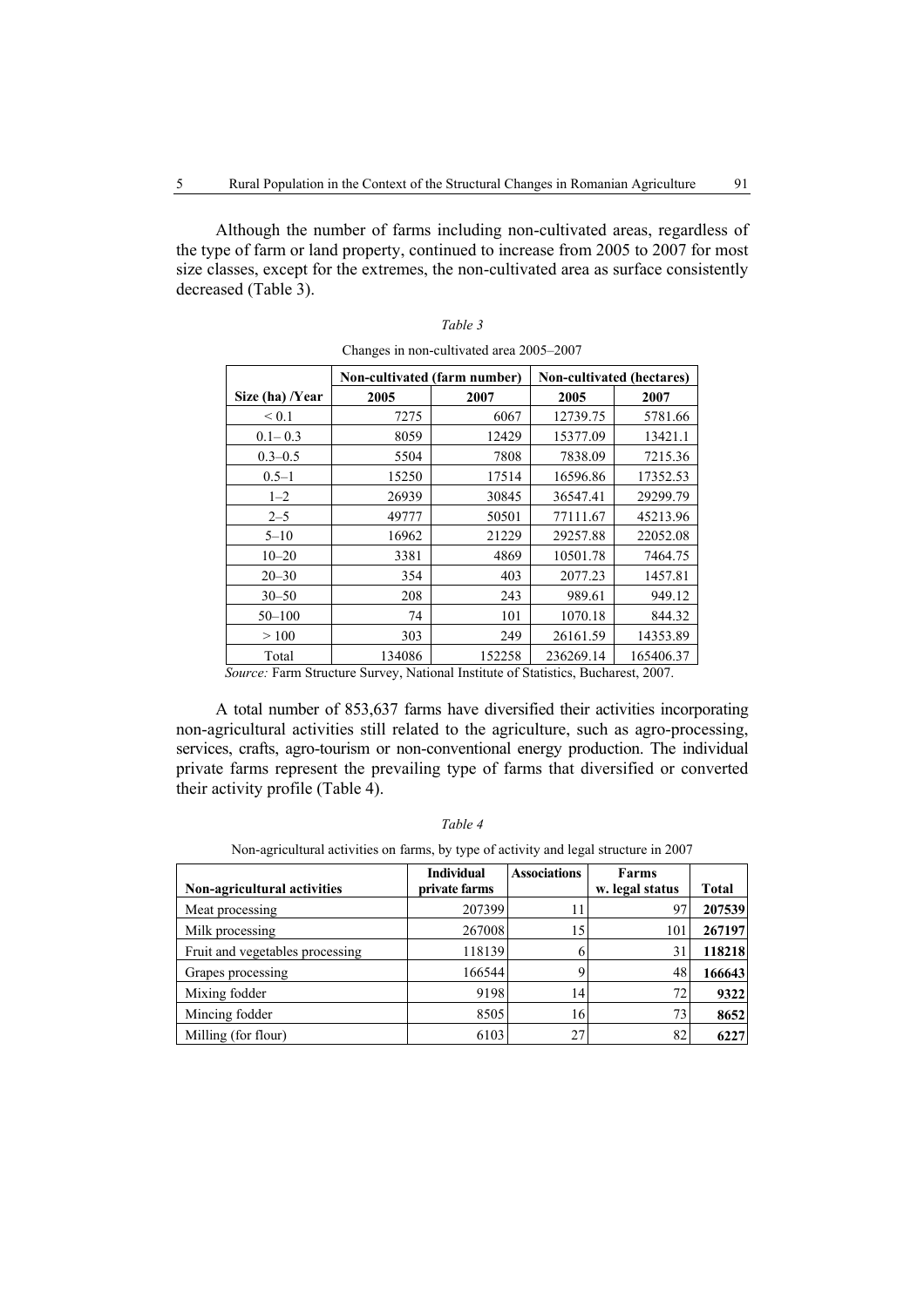Although the number of farms including non-cultivated areas, regardless of the type of farm or land property, continued to increase from 2005 to 2007 for most size classes, except for the extremes, the non-cultivated area as surface consistently decreased (Table 3).

*Table 3*

Changes in non-cultivated area 2005–2007

| | Non-cultivated (farm number) | | Non-cultivated (hectares) | |
|---|---|---|---|---|
| **Size (ha) /Year** | **2005** | **2007** | **2005** | **2007** |
| < 0.1 | 7275 | 6067 | 12739.75 | 5781.66 |
| 0.1– 0.3 | 8059 | 12429 | 15377.09 | 13421.1 |
| 0.3–0.5 | 5504 | 7808 | 7838.09 | 7215.36 |
| 0.5–1 | 15250 | 17514 | 16596.86 | 17352.53 |
| 1–2 | 26939 | 30845 | 36547.41 | 29299.79 |
| 2–5 | 49777 | 50501 | 77111.67 | 45213.96 |
| 5–10 | 16962 | 21229 | 29257.88 | 22052.08 |
| 10–20 | 3381 | 4869 | 10501.78 | 7464.75 |
| 20–30 | 354 | 403 | 2077.23 | 1457.81 |
| 30–50 | 208 | 243 | 989.61 | 949.12 |
| 50–100 | 74 | 101 | 1070.18 | 844.32 |
| > 100 | 303 | 249 | 26161.59 | 14353.89 |
| Total | 134086 | 152258 | 236269.14 | 165406.37 |

*Source:* Farm Structure Survey, National Institute of Statistics, Bucharest, 2007.

A total number of 853,637 farms have diversified their activities incorporating non-agricultural activities still related to the agriculture, such as agro-processing, services, crafts, agro-tourism or non-conventional energy production. The individual private farms represent the prevailing type of farms that diversified or converted their activity profile (Table 4).

*Table 4*

Non-agricultural activities on farms, by type of activity and legal structure in 2007

| Non-agricultural activities | Individual private farms | Associations | Farms w. legal status | Total |
|---|---|---|---|---|
| Meat processing | 207399 | 11 | 97 | **207539** |
| Milk processing | 267008 | 15 | 101 | **267197** |
| Fruit and vegetables processing | 118139 | 6 | 31 | **118218** |
| Grapes processing | 166544 | 9 | 48 | **166643** |
| Mixing fodder | 9198 | 14 | 72 | **9322** |
| Mincing fodder | 8505 | 16 | 73 | **8652** |
| Milling (for flour) | 6103 | 27 | 82 | **6227** |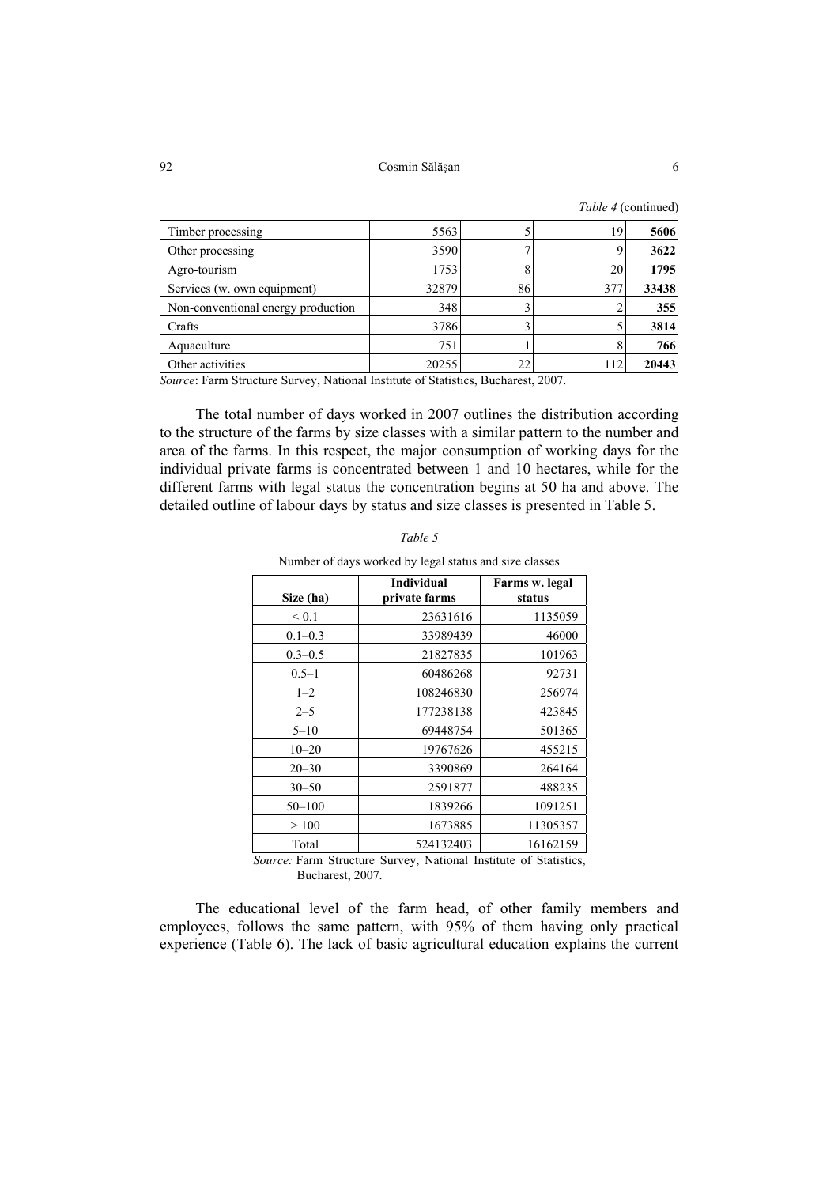*Table 4* (continued)

| | | | | |
|---|---|---|---|---|
| Timber processing | 5563 | 5 | 19 | **5606** |
| Other processing | 3590 | 7 | 9 | **3622** |
| Agro-tourism | 1753 | 8 | 20 | **1795** |
| Services (w. own equipment) | 32879 | 86 | 377 | **33438** |
| Non-conventional energy production | 348 | 3 | 2 | **355** |
| Crafts | 3786 | 3 | 5 | **3814** |
| Aquaculture | 751 | 1 | 8 | **766** |
| Other activities | 20255 | 22 | 112 | **20443** |

*Source*: Farm Structure Survey, National Institute of Statistics, Bucharest, 2007.

The total number of days worked in 2007 outlines the distribution according to the structure of the farms by size classes with a similar pattern to the number and area of the farms. In this respect, the major consumption of working days for the individual private farms is concentrated between 1 and 10 hectares, while for the different farms with legal status the concentration begins at 50 ha and above. The detailed outline of labour days by status and size classes is presented in Table 5.

*Table 5*

Number of days worked by legal status and size classes

| Size (ha) | Individual private farms | Farms w. legal status |
|---|---|---|
| < 0.1 | 23631616 | 1135059 |
| 0.1–0.3 | 33989439 | 46000 |
| 0.3–0.5 | 21827835 | 101963 |
| 0.5–1 | 60486268 | 92731 |
| 1–2 | 108246830 | 256974 |
| 2–5 | 177238138 | 423845 |
| 5–10 | 69448754 | 501365 |
| 10–20 | 19767626 | 455215 |
| 20–30 | 3390869 | 264164 |
| 30–50 | 2591877 | 488235 |
| 50–100 | 1839266 | 1091251 |
| > 100 | 1673885 | 11305357 |
| Total | 524132403 | 16162159 |

*Source:* Farm Structure Survey, National Institute of Statistics, Bucharest, 2007.

The educational level of the farm head, of other family members and employees, follows the same pattern, with 95% of them having only practical experience (Table 6). The lack of basic agricultural education explains the current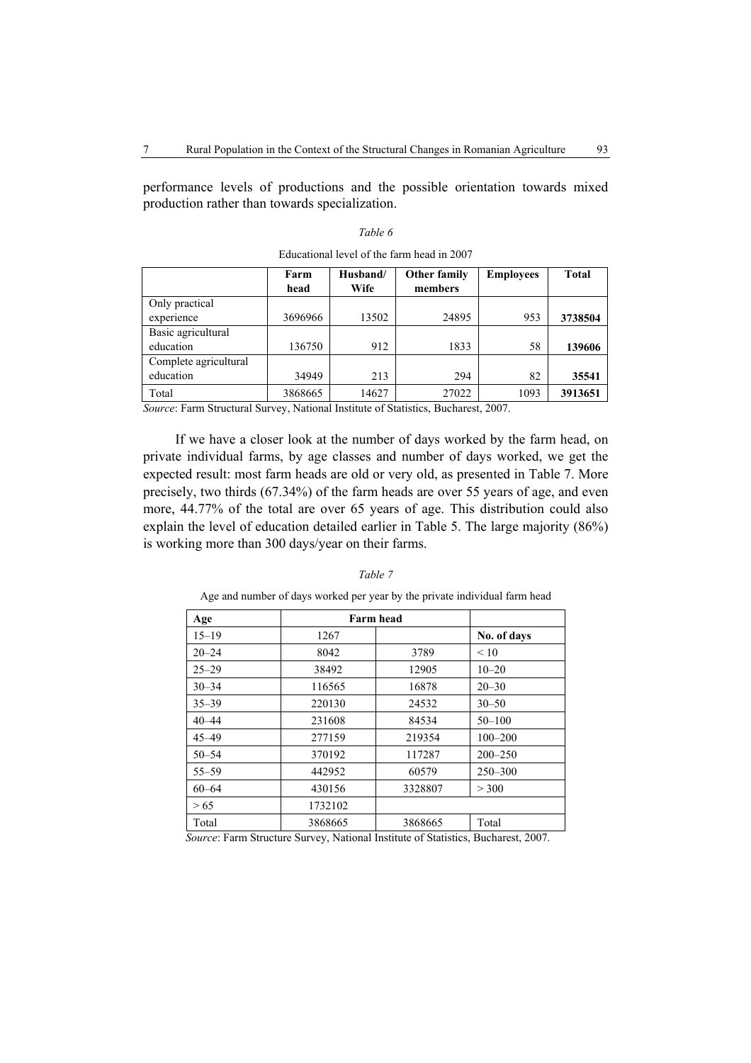performance levels of productions and the possible orientation towards mixed production rather than towards specialization.

*Table 6*

Educational level of the farm head in 2007

| | Farm head | Husband/ Wife | Other family members | Employees | Total |
|---|---|---|---|---|---|
| Only practical experience | 3696966 | 13502 | 24895 | 953 | **3738504** |
| Basic agricultural education | 136750 | 912 | 1833 | 58 | **139606** |
| Complete agricultural education | 34949 | 213 | 294 | 82 | **35541** |
| Total | 3868665 | 14627 | 27022 | 1093 | **3913651** |

*Source*: Farm Structural Survey, National Institute of Statistics, Bucharest, 2007.

If we have a closer look at the number of days worked by the farm head, on private individual farms, by age classes and number of days worked, we get the expected result: most farm heads are old or very old, as presented in Table 7. More precisely, two thirds (67.34%) of the farm heads are over 55 years of age, and even more, 44.77% of the total are over 65 years of age. This distribution could also explain the level of education detailed earlier in Table 5. The large majority (86%) is working more than 300 days/year on their farms.

*Table 7*

Age and number of days worked per year by the private individual farm head

| Age | Farm head | | |
|---|---|---|---|
| 15–19 | 1267 | | No. of days |
| 20–24 | 8042 | 3789 | < 10 |
| 25–29 | 38492 | 12905 | 10–20 |
| 30–34 | 116565 | 16878 | 20–30 |
| 35–39 | 220130 | 24532 | 30–50 |
| 40–44 | 231608 | 84534 | 50–100 |
| 45–49 | 277159 | 219354 | 100–200 |
| 50–54 | 370192 | 117287 | 200–250 |
| 55–59 | 442952 | 60579 | 250–300 |
| 60–64 | 430156 | 3328807 | > 300 |
| > 65 | 1732102 | | |
| Total | 3868665 | 3868665 | Total |

*Source*: Farm Structure Survey, National Institute of Statistics, Bucharest, 2007.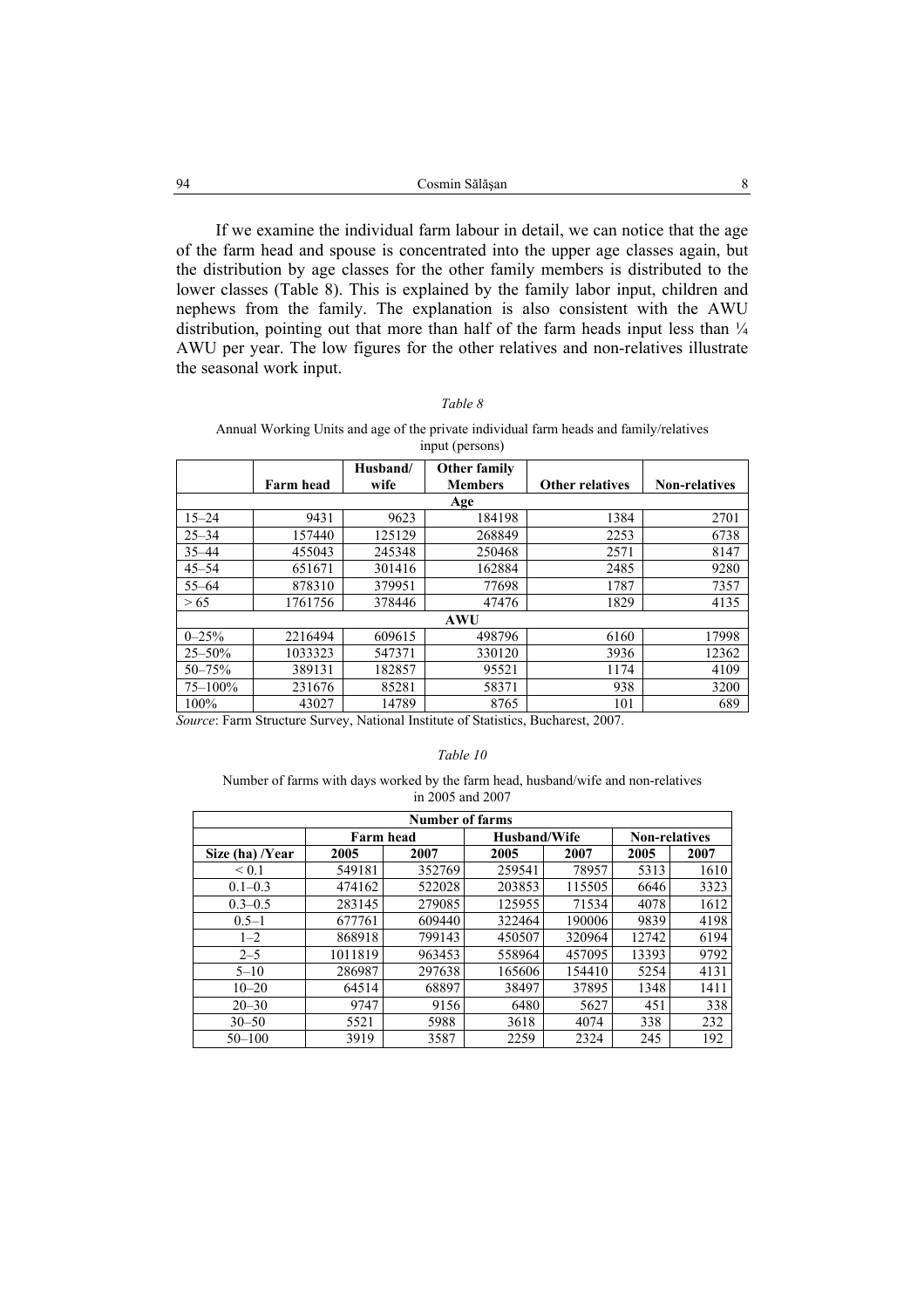If we examine the individual farm labour in detail, we can notice that the age of the farm head and spouse is concentrated into the upper age classes again, but the distribution by age classes for the other family members is distributed to the lower classes (Table 8). This is explained by the family labor input, children and nephews from the family. The explanation is also consistent with the AWU distribution, pointing out that more than half of the farm heads input less than ¼ AWU per year. The low figures for the other relatives and non-relatives illustrate the seasonal work input.

*Table 8*

Annual Working Units and age of the private individual farm heads and family/relatives input (persons)

| | **Farm head** | **Husband/ wife** | **Other family Members** | **Other relatives** | **Non-relatives** |
|---|---|---|---|---|---|
| **Age** | | | | | |
| 15–24 | 9431 | 9623 | 184198 | 1384 | 2701 |
| 25–34 | 157440 | 125129 | 268849 | 2253 | 6738 |
| 35–44 | 455043 | 245348 | 250468 | 2571 | 8147 |
| 45–54 | 651671 | 301416 | 162884 | 2485 | 9280 |
| 55–64 | 878310 | 379951 | 77698 | 1787 | 7357 |
| > 65 | 1761756 | 378446 | 47476 | 1829 | 4135 |
| **AWU** | | | | | |
| 0–25% | 2216494 | 609615 | 498796 | 6160 | 17998 |
| 25–50% | 1033323 | 547371 | 330120 | 3936 | 12362 |
| 50–75% | 389131 | 182857 | 95521 | 1174 | 4109 |
| 75–100% | 231676 | 85281 | 58371 | 938 | 3200 |
| 100% | 43027 | 14789 | 8765 | 101 | 689 |

*Source*: Farm Structure Survey, National Institute of Statistics, Bucharest, 2007.

*Table 10*

Number of farms with days worked by the farm head, husband/wife and non-relatives in 2005 and 2007

| **Number of farms** | | | | | | |
|---|---|---|---|---|---|---|
| | **Farm head** | | **Husband/Wife** | | **Non-relatives** | |
| **Size (ha) /Year** | **2005** | **2007** | **2005** | **2007** | **2005** | **2007** |
| < 0.1 | 549181 | 352769 | 259541 | 78957 | 5313 | 1610 |
| 0.1–0.3 | 474162 | 522028 | 203853 | 115505 | 6646 | 3323 |
| 0.3–0.5 | 283145 | 279085 | 125955 | 71534 | 4078 | 1612 |
| 0.5–1 | 677761 | 609440 | 322464 | 190006 | 9839 | 4198 |
| 1–2 | 868918 | 799143 | 450507 | 320964 | 12742 | 6194 |
| 2–5 | 1011819 | 963453 | 558964 | 457095 | 13393 | 9792 |
| 5–10 | 286987 | 297638 | 165606 | 154410 | 5254 | 4131 |
| 10–20 | 64514 | 68897 | 38497 | 37895 | 1348 | 1411 |
| 20–30 | 9747 | 9156 | 6480 | 5627 | 451 | 338 |
| 30–50 | 5521 | 5988 | 3618 | 4074 | 338 | 232 |
| 50–100 | 3919 | 3587 | 2259 | 2324 | 245 | 192 |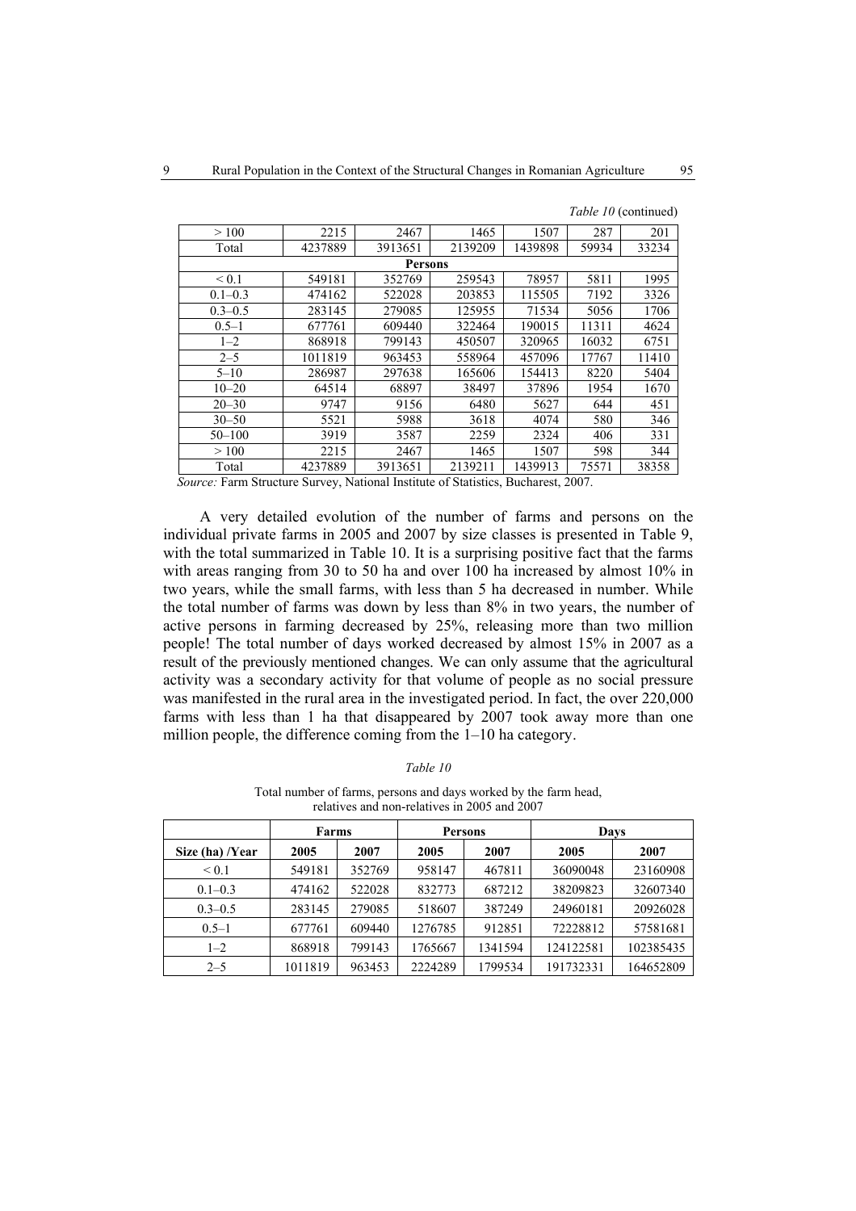*Table 10* (continued)

| > 100 | 2215 | 2467 | 1465 | 1507 | 287 | 201 |
|---|---|---|---|---|---|---|
| Total | 4237889 | 3913651 | 2139209 | 1439898 | 59934 | 33234 |
| **Persons** | | | | | | |
| < 0.1 | 549181 | 352769 | 259543 | 78957 | 5811 | 1995 |
| 0.1–0.3 | 474162 | 522028 | 203853 | 115505 | 7192 | 3326 |
| 0.3–0.5 | 283145 | 279085 | 125955 | 71534 | 5056 | 1706 |
| 0.5–1 | 677761 | 609440 | 322464 | 190015 | 11311 | 4624 |
| 1–2 | 868918 | 799143 | 450507 | 320965 | 16032 | 6751 |
| 2–5 | 1011819 | 963453 | 558964 | 457096 | 17767 | 11410 |
| 5–10 | 286987 | 297638 | 165606 | 154413 | 8220 | 5404 |
| 10–20 | 64514 | 68897 | 38497 | 37896 | 1954 | 1670 |
| 20–30 | 9747 | 9156 | 6480 | 5627 | 644 | 451 |
| 30–50 | 5521 | 5988 | 3618 | 4074 | 580 | 346 |
| 50–100 | 3919 | 3587 | 2259 | 2324 | 406 | 331 |
| > 100 | 2215 | 2467 | 1465 | 1507 | 598 | 344 |
| Total | 4237889 | 3913651 | 2139211 | 1439913 | 75571 | 38358 |

*Source:* Farm Structure Survey, National Institute of Statistics, Bucharest, 2007.

A very detailed evolution of the number of farms and persons on the individual private farms in 2005 and 2007 by size classes is presented in Table 9, with the total summarized in Table 10. It is a surprising positive fact that the farms with areas ranging from 30 to 50 ha and over 100 ha increased by almost 10% in two years, while the small farms, with less than 5 ha decreased in number. While the total number of farms was down by less than 8% in two years, the number of active persons in farming decreased by 25%, releasing more than two million people! The total number of days worked decreased by almost 15% in 2007 as a result of the previously mentioned changes. We can only assume that the agricultural activity was a secondary activity for that volume of people as no social pressure was manifested in the rural area in the investigated period. In fact, the over 220,000 farms with less than 1 ha that disappeared by 2007 took away more than one million people, the difference coming from the 1–10 ha category.

*Table 10*

Total number of farms, persons and days worked by the farm head, relatives and non-relatives in 2005 and 2007

| | Farms | | Persons | | Days | |
|---|---|---|---|---|---|---|
| **Size (ha) /Year** | **2005** | **2007** | **2005** | **2007** | **2005** | **2007** |
| < 0.1 | 549181 | 352769 | 958147 | 467811 | 36090048 | 23160908 |
| 0.1–0.3 | 474162 | 522028 | 832773 | 687212 | 38209823 | 32607340 |
| 0.3–0.5 | 283145 | 279085 | 518607 | 387249 | 24960181 | 20926028 |
| 0.5–1 | 677761 | 609440 | 1276785 | 912851 | 72228812 | 57581681 |
| 1–2 | 868918 | 799143 | 1765667 | 1341594 | 124122581 | 102385435 |
| 2–5 | 1011819 | 963453 | 2224289 | 1799534 | 191732331 | 164652809 |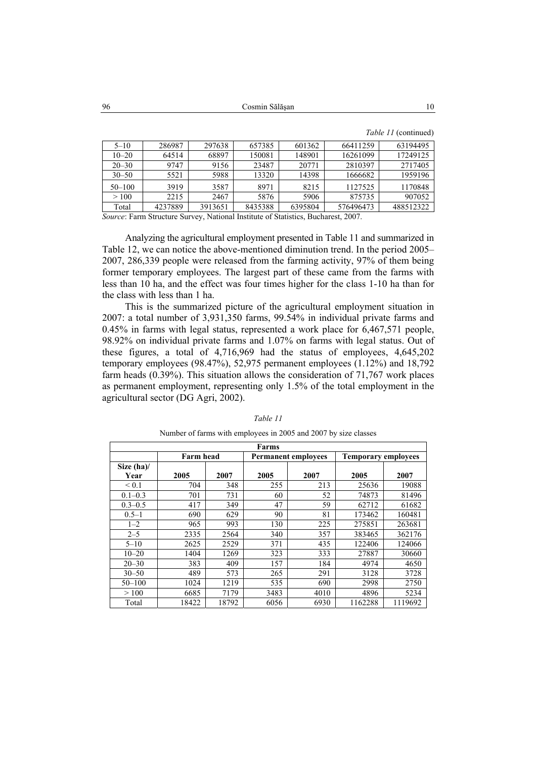*Table 11* (continued)

| 5–10 | 286987 | 297638 | 657385 | 601362 | 66411259 | 63194495 |
|---|---|---|---|---|---|---|
| 10–20 | 64514 | 68897 | 150081 | 148901 | 16261099 | 17249125 |
| 20–30 | 9747 | 9156 | 23487 | 20771 | 2810397 | 2717405 |
| 30–50 | 5521 | 5988 | 13320 | 14398 | 1666682 | 1959196 |
| 50–100 | 3919 | 3587 | 8971 | 8215 | 1127525 | 1170848 |
| > 100 | 2215 | 2467 | 5876 | 5906 | 875735 | 907052 |
| Total | 4237889 | 3913651 | 8435388 | 6395804 | 576496473 | 488512322 |

*Source*: Farm Structure Survey, National Institute of Statistics, Bucharest, 2007.

Analyzing the agricultural employment presented in Table 11 and summarized in Table 12, we can notice the above-mentioned diminution trend. In the period 2005–2007, 286,339 people were released from the farming activity, 97% of them being former temporary employees. The largest part of these came from the farms with less than 10 ha, and the effect was four times higher for the class 1-10 ha than for the class with less than 1 ha.

This is the summarized picture of the agricultural employment situation in 2007: a total number of 3,931,350 farms, 99.54% in individual private farms and 0.45% in farms with legal status, represented a work place for 6,467,571 people, 98.92% on individual private farms and 1.07% on farms with legal status. Out of these figures, a total of 4,716,969 had the status of employees, 4,645,202 temporary employees (98.47%), 52,975 permanent employees (1.12%) and 18,792 farm heads (0.39%). This situation allows the consideration of 71,767 work places as permanent employment, representing only 1.5% of the total employment in the agricultural sector (DG Agri, 2002).

*Table 11*

Number of farms with employees in 2005 and 2007 by size classes

| | Farms | | | | | |
|---|---|---|---|---|---|---|
| | **Farm head** | | **Permanent employees** | | **Temporary employees** | |
| **Size (ha)/ Year** | **2005** | **2007** | **2005** | **2007** | **2005** | **2007** |
| < 0.1 | 704 | 348 | 255 | 213 | 25636 | 19088 |
| 0.1–0.3 | 701 | 731 | 60 | 52 | 74873 | 81496 |
| 0.3–0.5 | 417 | 349 | 47 | 59 | 62712 | 61682 |
| 0.5–1 | 690 | 629 | 90 | 81 | 173462 | 160481 |
| 1–2 | 965 | 993 | 130 | 225 | 275851 | 263681 |
| 2–5 | 2335 | 2564 | 340 | 357 | 383465 | 362176 |
| 5–10 | 2625 | 2529 | 371 | 435 | 122406 | 124066 |
| 10–20 | 1404 | 1269 | 323 | 333 | 27887 | 30660 |
| 20–30 | 383 | 409 | 157 | 184 | 4974 | 4650 |
| 30–50 | 489 | 573 | 265 | 291 | 3128 | 3728 |
| 50–100 | 1024 | 1219 | 535 | 690 | 2998 | 2750 |
| > 100 | 6685 | 7179 | 3483 | 4010 | 4896 | 5234 |
| Total | 18422 | 18792 | 6056 | 6930 | 1162288 | 1119692 |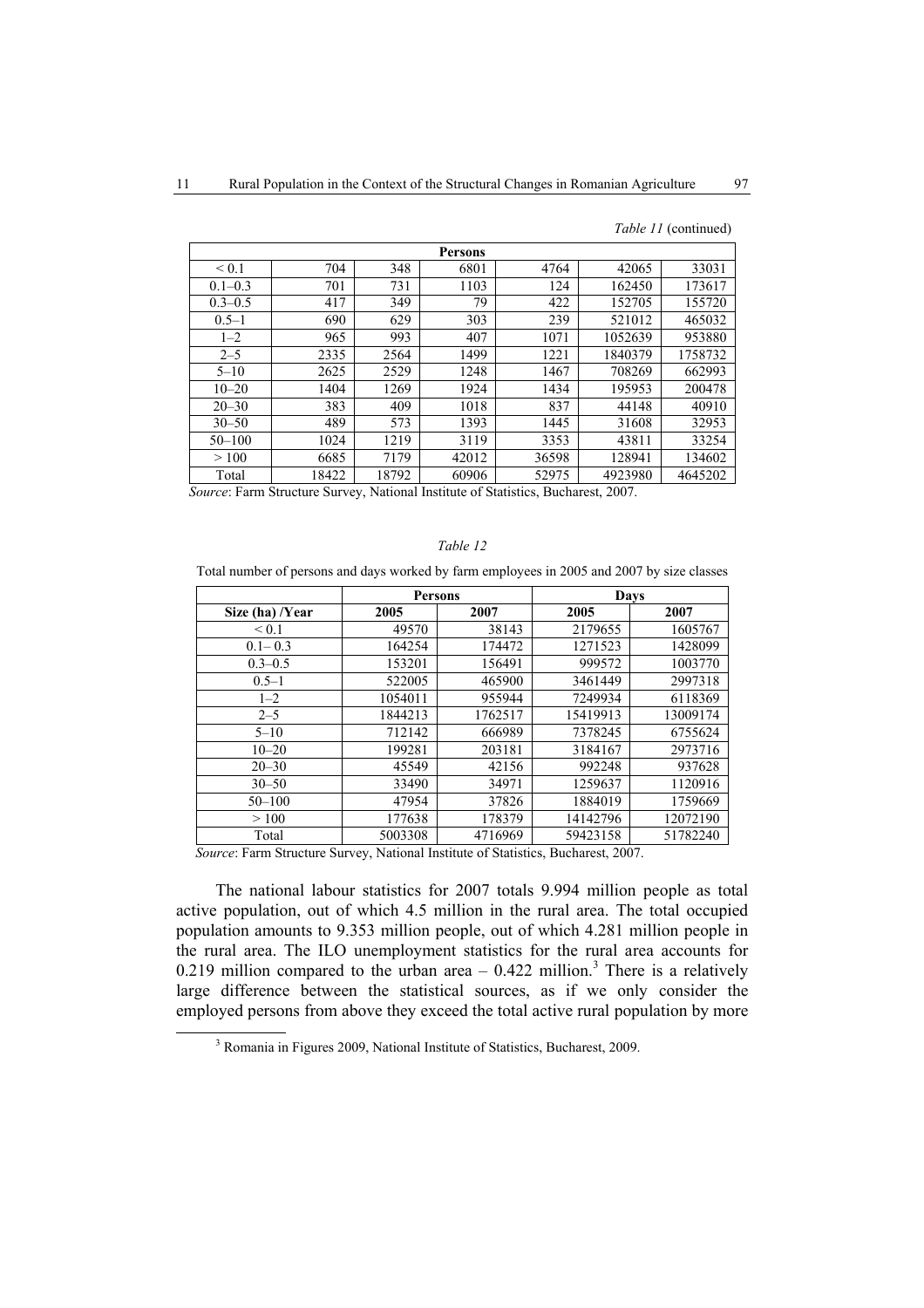*Table 11* (continued)

| | | | | | | |
|---|---|---|---|---|---|---|
| | | | **Persons** | | | |
| < 0.1 | 704 | 348 | 6801 | 4764 | 42065 | 33031 |
| 0.1–0.3 | 701 | 731 | 1103 | 124 | 162450 | 173617 |
| 0.3–0.5 | 417 | 349 | 79 | 422 | 152705 | 155720 |
| 0.5–1 | 690 | 629 | 303 | 239 | 521012 | 465032 |
| 1–2 | 965 | 993 | 407 | 1071 | 1052639 | 953880 |
| 2–5 | 2335 | 2564 | 1499 | 1221 | 1840379 | 1758732 |
| 5–10 | 2625 | 2529 | 1248 | 1467 | 708269 | 662993 |
| 10–20 | 1404 | 1269 | 1924 | 1434 | 195953 | 200478 |
| 20–30 | 383 | 409 | 1018 | 837 | 44148 | 40910 |
| 30–50 | 489 | 573 | 1393 | 1445 | 31608 | 32953 |
| 50–100 | 1024 | 1219 | 3119 | 3353 | 43811 | 33254 |
| > 100 | 6685 | 7179 | 42012 | 36598 | 128941 | 134602 |
| Total | 18422 | 18792 | 60906 | 52975 | 4923980 | 4645202 |

*Source*: Farm Structure Survey, National Institute of Statistics, Bucharest, 2007.

*Table 12*

Total number of persons and days worked by farm employees in 2005 and 2007 by size classes

| | **Persons** | | **Days** | |
|---|---|---|---|---|
| **Size (ha) /Year** | **2005** | **2007** | **2005** | **2007** |
| < 0.1 | 49570 | 38143 | 2179655 | 1605767 |
| 0.1– 0.3 | 164254 | 174472 | 1271523 | 1428099 |
| 0.3–0.5 | 153201 | 156491 | 999572 | 1003770 |
| 0.5–1 | 522005 | 465900 | 3461449 | 2997318 |
| 1–2 | 1054011 | 955944 | 7249934 | 6118369 |
| 2–5 | 1844213 | 1762517 | 15419913 | 13009174 |
| 5–10 | 712142 | 666989 | 7378245 | 6755624 |
| 10–20 | 199281 | 203181 | 3184167 | 2973716 |
| 20–30 | 45549 | 42156 | 992248 | 937628 |
| 30–50 | 33490 | 34971 | 1259637 | 1120916 |
| 50–100 | 47954 | 37826 | 1884019 | 1759669 |
| > 100 | 177638 | 178379 | 14142796 | 12072190 |
| Total | 5003308 | 4716969 | 59423158 | 51782240 |

*Source*: Farm Structure Survey, National Institute of Statistics, Bucharest, 2007.

The national labour statistics for 2007 totals 9.994 million people as total active population, out of which 4.5 million in the rural area. The total occupied population amounts to 9.353 million people, out of which 4.281 million people in the rural area. The ILO unemployment statistics for the rural area accounts for 0.219 million compared to the urban area – 0.422 million.[3] There is a relatively large difference between the statistical sources, as if we only consider the employed persons from above they exceed the total active rural population by more

[3] Romania in Figures 2009, National Institute of Statistics, Bucharest, 2009.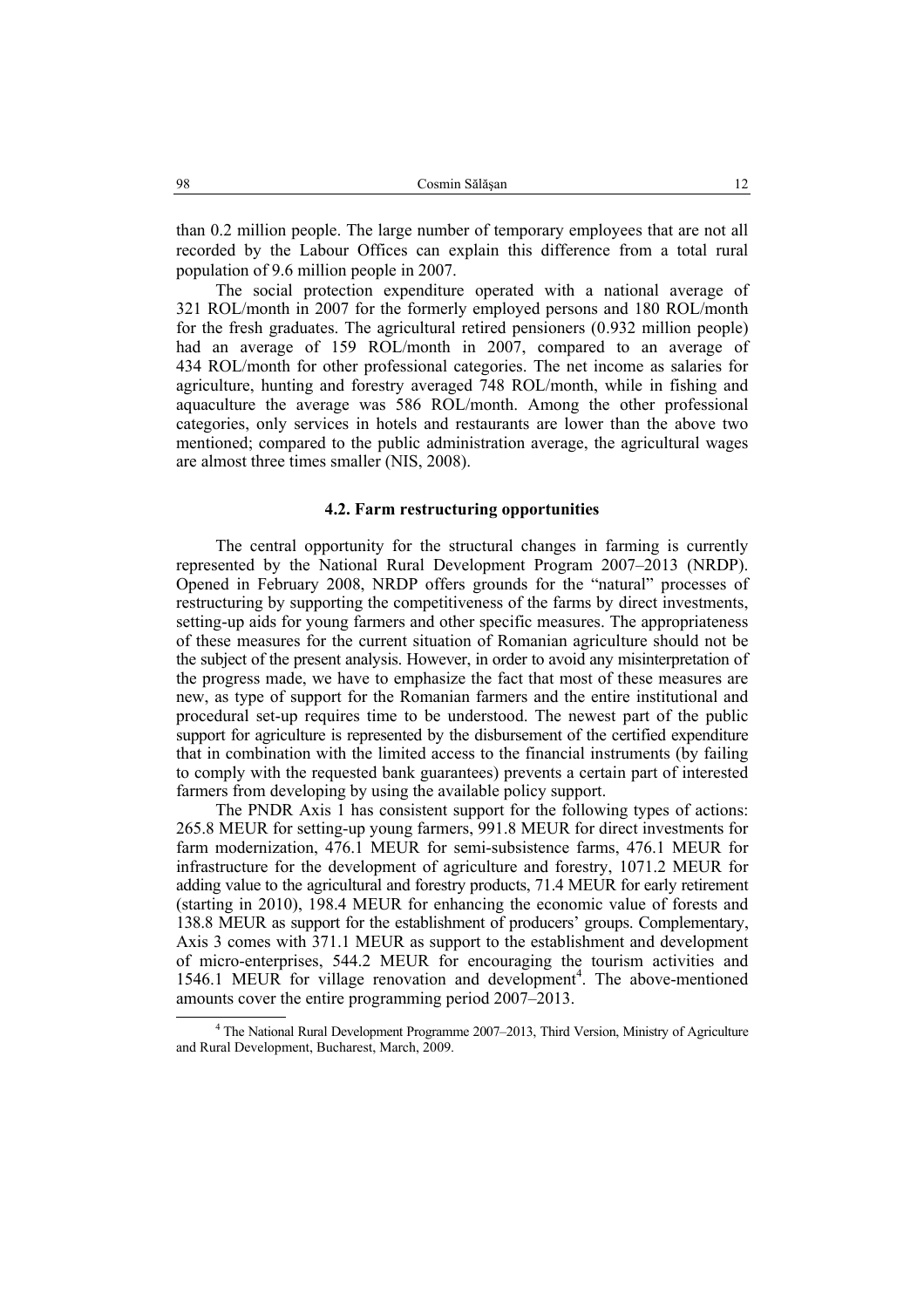than 0.2 million people. The large number of temporary employees that are not all recorded by the Labour Offices can explain this difference from a total rural population of 9.6 million people in 2007.

The social protection expenditure operated with a national average of 321 ROL/month in 2007 for the formerly employed persons and 180 ROL/month for the fresh graduates. The agricultural retired pensioners (0.932 million people) had an average of 159 ROL/month in 2007, compared to an average of 434 ROL/month for other professional categories. The net income as salaries for agriculture, hunting and forestry averaged 748 ROL/month, while in fishing and aquaculture the average was 586 ROL/month. Among the other professional categories, only services in hotels and restaurants are lower than the above two mentioned; compared to the public administration average, the agricultural wages are almost three times smaller (NIS, 2008).

### 4.2. Farm restructuring opportunities

The central opportunity for the structural changes in farming is currently represented by the National Rural Development Program 2007–2013 (NRDP). Opened in February 2008, NRDP offers grounds for the "natural" processes of restructuring by supporting the competitiveness of the farms by direct investments, setting-up aids for young farmers and other specific measures. The appropriateness of these measures for the current situation of Romanian agriculture should not be the subject of the present analysis. However, in order to avoid any misinterpretation of the progress made, we have to emphasize the fact that most of these measures are new, as type of support for the Romanian farmers and the entire institutional and procedural set-up requires time to be understood. The newest part of the public support for agriculture is represented by the disbursement of the certified expenditure that in combination with the limited access to the financial instruments (by failing to comply with the requested bank guarantees) prevents a certain part of interested farmers from developing by using the available policy support.

The PNDR Axis 1 has consistent support for the following types of actions: 265.8 MEUR for setting-up young farmers, 991.8 MEUR for direct investments for farm modernization, 476.1 MEUR for semi-subsistence farms, 476.1 MEUR for infrastructure for the development of agriculture and forestry, 1071.2 MEUR for adding value to the agricultural and forestry products, 71.4 MEUR for early retirement (starting in 2010), 198.4 MEUR for enhancing the economic value of forests and 138.8 MEUR as support for the establishment of producers' groups. Complementary, Axis 3 comes with 371.1 MEUR as support to the establishment and development of micro-enterprises, 544.2 MEUR for encouraging the tourism activities and 1546.1 MEUR for village renovation and development[4]. The above-mentioned amounts cover the entire programming period 2007–2013.

[4] The National Rural Development Programme 2007–2013, Third Version, Ministry of Agriculture and Rural Development, Bucharest, March, 2009.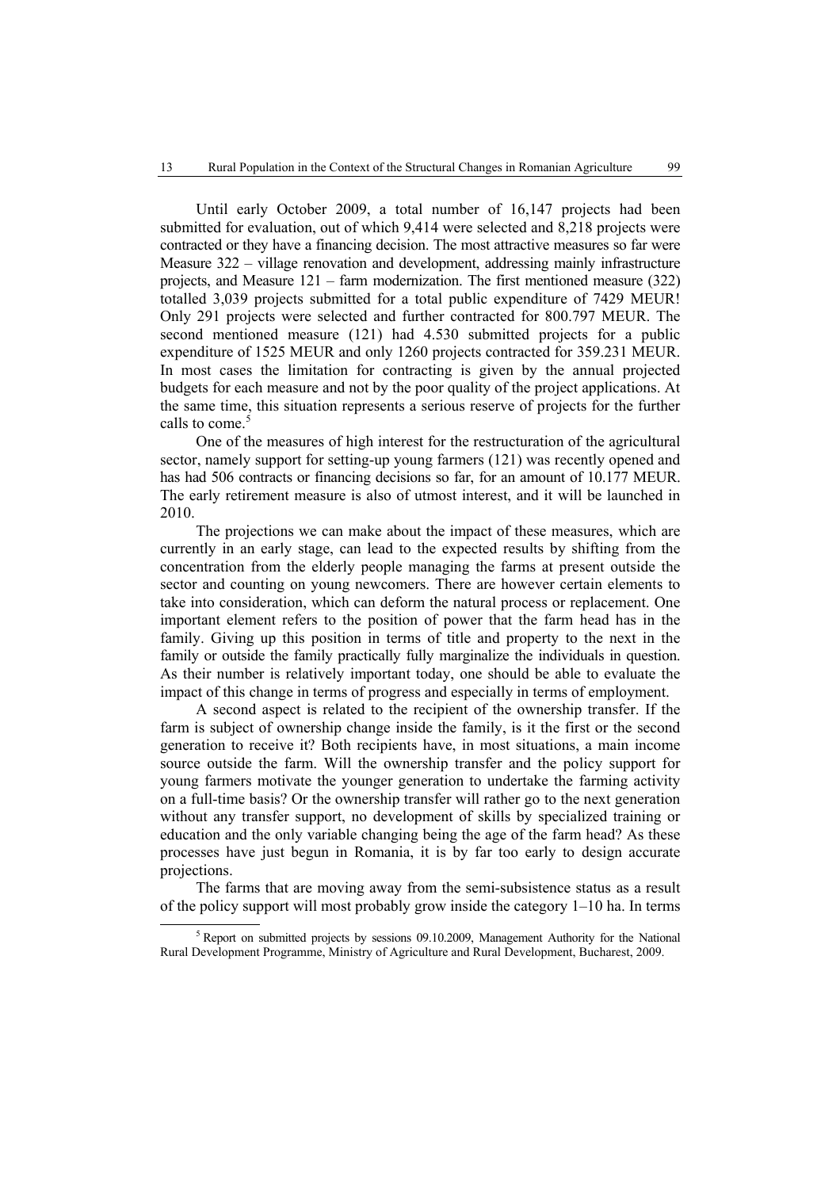Until early October 2009, a total number of 16,147 projects had been submitted for evaluation, out of which 9,414 were selected and 8,218 projects were contracted or they have a financing decision. The most attractive measures so far were Measure 322 – village renovation and development, addressing mainly infrastructure projects, and Measure 121 – farm modernization. The first mentioned measure (322) totalled 3,039 projects submitted for a total public expenditure of 7429 MEUR! Only 291 projects were selected and further contracted for 800.797 MEUR. The second mentioned measure (121) had 4.530 submitted projects for a public expenditure of 1525 MEUR and only 1260 projects contracted for 359.231 MEUR. In most cases the limitation for contracting is given by the annual projected budgets for each measure and not by the poor quality of the project applications. At the same time, this situation represents a serious reserve of projects for the further calls to come.[5]

One of the measures of high interest for the restructuration of the agricultural sector, namely support for setting-up young farmers (121) was recently opened and has had 506 contracts or financing decisions so far, for an amount of 10.177 MEUR. The early retirement measure is also of utmost interest, and it will be launched in 2010.

The projections we can make about the impact of these measures, which are currently in an early stage, can lead to the expected results by shifting from the concentration from the elderly people managing the farms at present outside the sector and counting on young newcomers. There are however certain elements to take into consideration, which can deform the natural process or replacement. One important element refers to the position of power that the farm head has in the family. Giving up this position in terms of title and property to the next in the family or outside the family practically fully marginalize the individuals in question. As their number is relatively important today, one should be able to evaluate the impact of this change in terms of progress and especially in terms of employment.

A second aspect is related to the recipient of the ownership transfer. If the farm is subject of ownership change inside the family, is it the first or the second generation to receive it? Both recipients have, in most situations, a main income source outside the farm. Will the ownership transfer and the policy support for young farmers motivate the younger generation to undertake the farming activity on a full-time basis? Or the ownership transfer will rather go to the next generation without any transfer support, no development of skills by specialized training or education and the only variable changing being the age of the farm head? As these processes have just begun in Romania, it is by far too early to design accurate projections.

The farms that are moving away from the semi-subsistence status as a result of the policy support will most probably grow inside the category 1–10 ha. In terms

[5] Report on submitted projects by sessions 09.10.2009, Management Authority for the National Rural Development Programme, Ministry of Agriculture and Rural Development, Bucharest, 2009.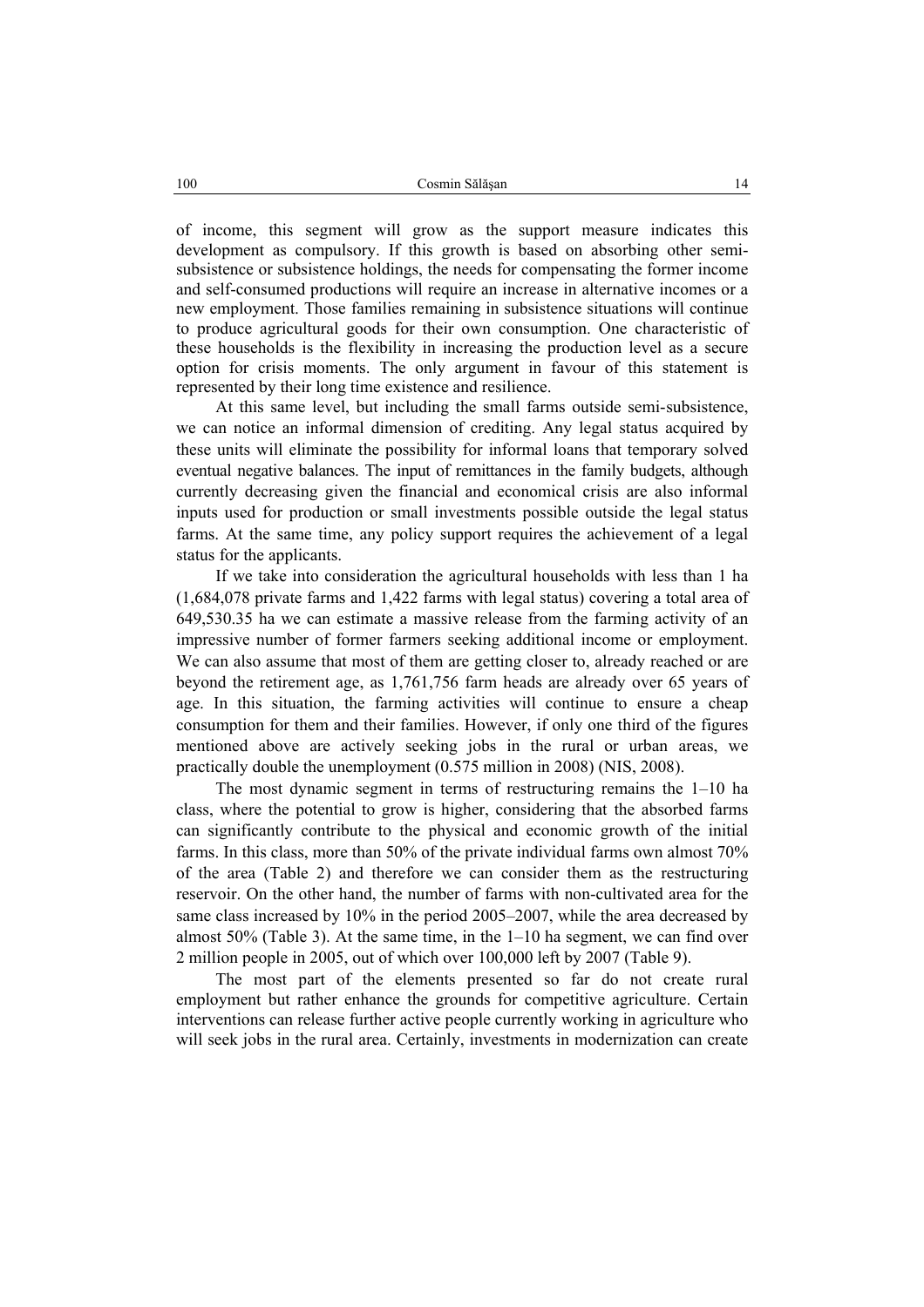of income, this segment will grow as the support measure indicates this development as compulsory. If this growth is based on absorbing other semi-subsistence or subsistence holdings, the needs for compensating the former income and self-consumed productions will require an increase in alternative incomes or a new employment. Those families remaining in subsistence situations will continue to produce agricultural goods for their own consumption. One characteristic of these households is the flexibility in increasing the production level as a secure option for crisis moments. The only argument in favour of this statement is represented by their long time existence and resilience.

At this same level, but including the small farms outside semi-subsistence, we can notice an informal dimension of crediting. Any legal status acquired by these units will eliminate the possibility for informal loans that temporary solved eventual negative balances. The input of remittances in the family budgets, although currently decreasing given the financial and economical crisis are also informal inputs used for production or small investments possible outside the legal status farms. At the same time, any policy support requires the achievement of a legal status for the applicants.

If we take into consideration the agricultural households with less than 1 ha (1,684,078 private farms and 1,422 farms with legal status) covering a total area of 649,530.35 ha we can estimate a massive release from the farming activity of an impressive number of former farmers seeking additional income or employment. We can also assume that most of them are getting closer to, already reached or are beyond the retirement age, as 1,761,756 farm heads are already over 65 years of age. In this situation, the farming activities will continue to ensure a cheap consumption for them and their families. However, if only one third of the figures mentioned above are actively seeking jobs in the rural or urban areas, we practically double the unemployment (0.575 million in 2008) (NIS, 2008).

The most dynamic segment in terms of restructuring remains the 1–10 ha class, where the potential to grow is higher, considering that the absorbed farms can significantly contribute to the physical and economic growth of the initial farms. In this class, more than 50% of the private individual farms own almost 70% of the area (Table 2) and therefore we can consider them as the restructuring reservoir. On the other hand, the number of farms with non-cultivated area for the same class increased by 10% in the period 2005–2007, while the area decreased by almost 50% (Table 3). At the same time, in the 1–10 ha segment, we can find over 2 million people in 2005, out of which over 100,000 left by 2007 (Table 9).

The most part of the elements presented so far do not create rural employment but rather enhance the grounds for competitive agriculture. Certain interventions can release further active people currently working in agriculture who will seek jobs in the rural area. Certainly, investments in modernization can create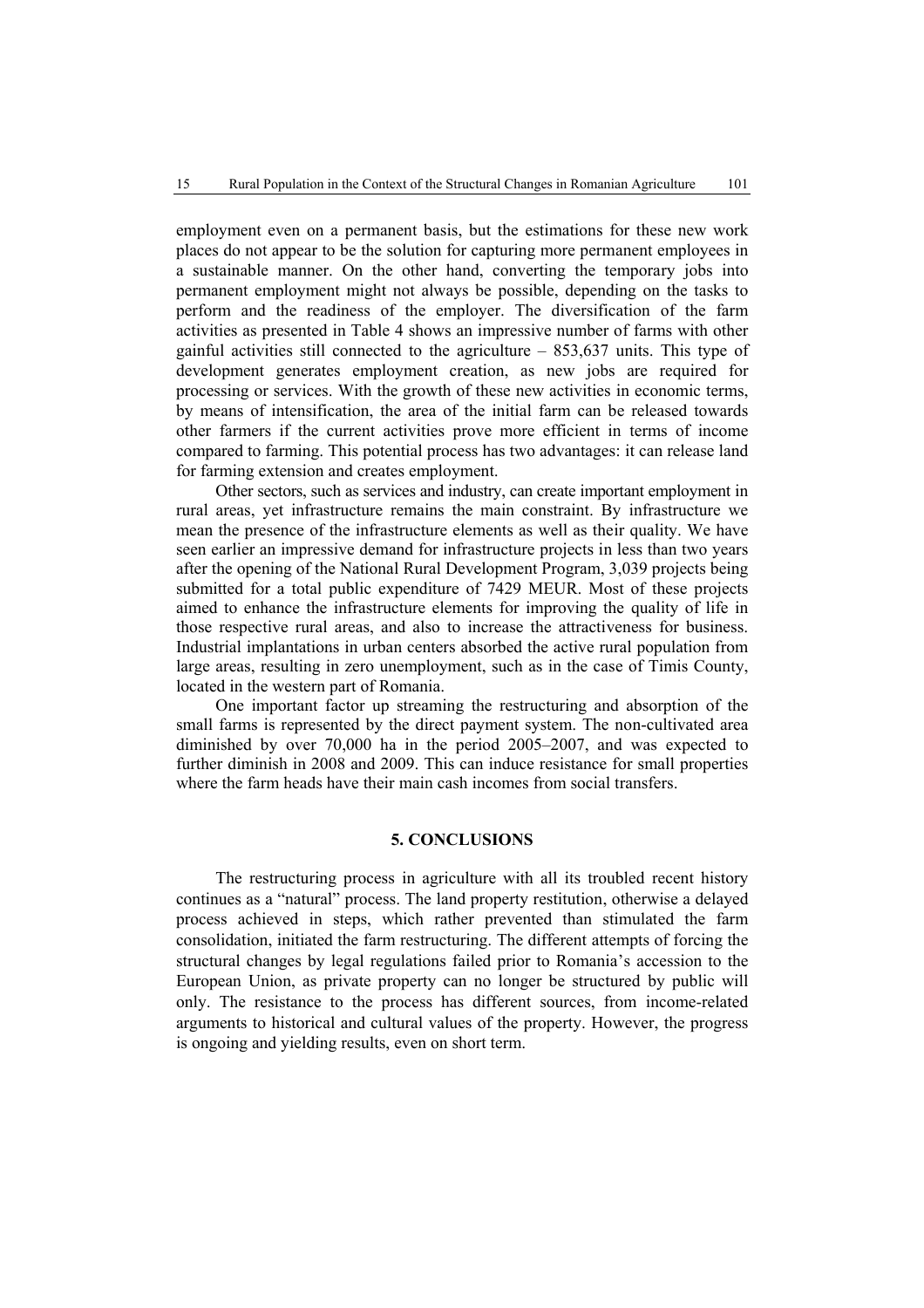employment even on a permanent basis, but the estimations for these new work places do not appear to be the solution for capturing more permanent employees in a sustainable manner. On the other hand, converting the temporary jobs into permanent employment might not always be possible, depending on the tasks to perform and the readiness of the employer. The diversification of the farm activities as presented in Table 4 shows an impressive number of farms with other gainful activities still connected to the agriculture – 853,637 units. This type of development generates employment creation, as new jobs are required for processing or services. With the growth of these new activities in economic terms, by means of intensification, the area of the initial farm can be released towards other farmers if the current activities prove more efficient in terms of income compared to farming. This potential process has two advantages: it can release land for farming extension and creates employment.

Other sectors, such as services and industry, can create important employment in rural areas, yet infrastructure remains the main constraint. By infrastructure we mean the presence of the infrastructure elements as well as their quality. We have seen earlier an impressive demand for infrastructure projects in less than two years after the opening of the National Rural Development Program, 3,039 projects being submitted for a total public expenditure of 7429 MEUR. Most of these projects aimed to enhance the infrastructure elements for improving the quality of life in those respective rural areas, and also to increase the attractiveness for business. Industrial implantations in urban centers absorbed the active rural population from large areas, resulting in zero unemployment, such as in the case of Timis County, located in the western part of Romania.

One important factor up streaming the restructuring and absorption of the small farms is represented by the direct payment system. The non-cultivated area diminished by over 70,000 ha in the period 2005–2007, and was expected to further diminish in 2008 and 2009. This can induce resistance for small properties where the farm heads have their main cash incomes from social transfers.

## 5. CONCLUSIONS

The restructuring process in agriculture with all its troubled recent history continues as a "natural" process. The land property restitution, otherwise a delayed process achieved in steps, which rather prevented than stimulated the farm consolidation, initiated the farm restructuring. The different attempts of forcing the structural changes by legal regulations failed prior to Romania's accession to the European Union, as private property can no longer be structured by public will only. The resistance to the process has different sources, from income-related arguments to historical and cultural values of the property. However, the progress is ongoing and yielding results, even on short term.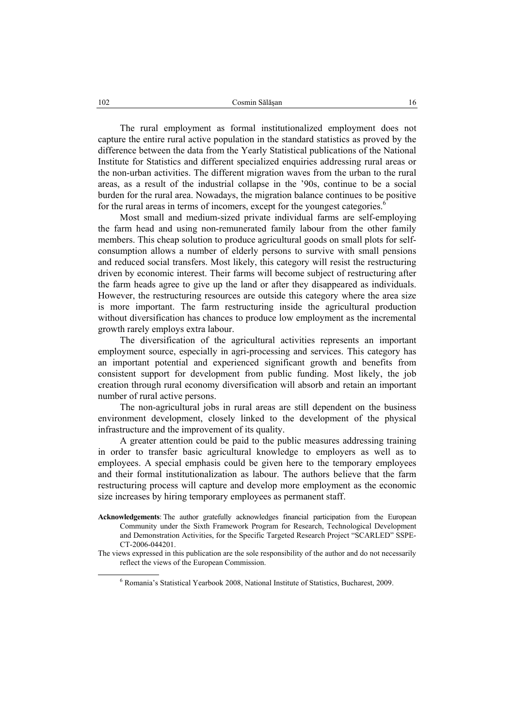The rural employment as formal institutionalized employment does not capture the entire rural active population in the standard statistics as proved by the difference between the data from the Yearly Statistical publications of the National Institute for Statistics and different specialized enquiries addressing rural areas or the non-urban activities. The different migration waves from the urban to the rural areas, as a result of the industrial collapse in the '90s, continue to be a social burden for the rural area. Nowadays, the migration balance continues to be positive for the rural areas in terms of incomers, except for the youngest categories.[6]

Most small and medium-sized private individual farms are self-employing the farm head and using non-remunerated family labour from the other family members. This cheap solution to produce agricultural goods on small plots for self-consumption allows a number of elderly persons to survive with small pensions and reduced social transfers. Most likely, this category will resist the restructuring driven by economic interest. Their farms will become subject of restructuring after the farm heads agree to give up the land or after they disappeared as individuals. However, the restructuring resources are outside this category where the area size is more important. The farm restructuring inside the agricultural production without diversification has chances to produce low employment as the incremental growth rarely employs extra labour.

The diversification of the agricultural activities represents an important employment source, especially in agri-processing and services. This category has an important potential and experienced significant growth and benefits from consistent support for development from public funding. Most likely, the job creation through rural economy diversification will absorb and retain an important number of rural active persons.

The non-agricultural jobs in rural areas are still dependent on the business environment development, closely linked to the development of the physical infrastructure and the improvement of its quality.

A greater attention could be paid to the public measures addressing training in order to transfer basic agricultural knowledge to employers as well as to employees. A special emphasis could be given here to the temporary employees and their formal institutionalization as labour. The authors believe that the farm restructuring process will capture and develop more employment as the economic size increases by hiring temporary employees as permanent staff.

**Acknowledgements**: The author gratefully acknowledges financial participation from the European Community under the Sixth Framework Program for Research, Technological Development and Demonstration Activities, for the Specific Targeted Research Project "SCARLED" SSPE-CT-2006-044201.

The views expressed in this publication are the sole responsibility of the author and do not necessarily reflect the views of the European Commission.

[6] Romania's Statistical Yearbook 2008, National Institute of Statistics, Bucharest, 2009.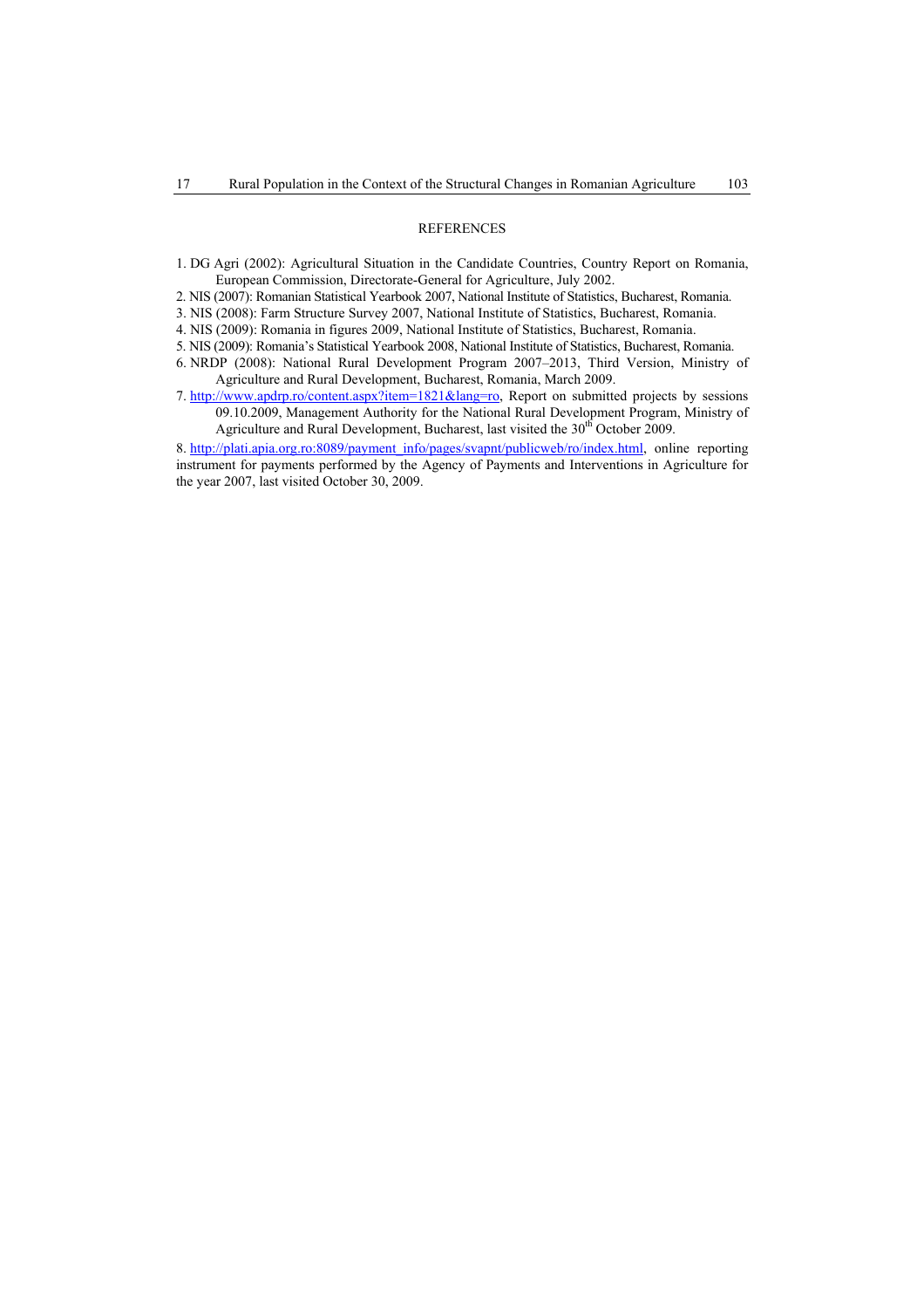## REFERENCES

1. DG Agri (2002): Agricultural Situation in the Candidate Countries, Country Report on Romania, European Commission, Directorate-General for Agriculture, July 2002.
2. NIS (2007): Romanian Statistical Yearbook 2007, National Institute of Statistics, Bucharest, Romania.
3. NIS (2008): Farm Structure Survey 2007, National Institute of Statistics, Bucharest, Romania.
4. NIS (2009): Romania in figures 2009, National Institute of Statistics, Bucharest, Romania.
5. NIS (2009): Romania's Statistical Yearbook 2008, National Institute of Statistics, Bucharest, Romania.
6. NRDP (2008): National Rural Development Program 2007–2013, Third Version, Ministry of Agriculture and Rural Development, Bucharest, Romania, March 2009.
7. http://www.apdrp.ro/content.aspx?item=1821&lang=ro, Report on submitted projects by sessions 09.10.2009, Management Authority for the National Rural Development Program, Ministry of Agriculture and Rural Development, Bucharest, last visited the 30th October 2009.
8. http://plati.apia.org.ro:8089/payment_info/pages/svapnt/publicweb/ro/index.html, online reporting instrument for payments performed by the Agency of Payments and Interventions in Agriculture for the year 2007, last visited October 30, 2009.